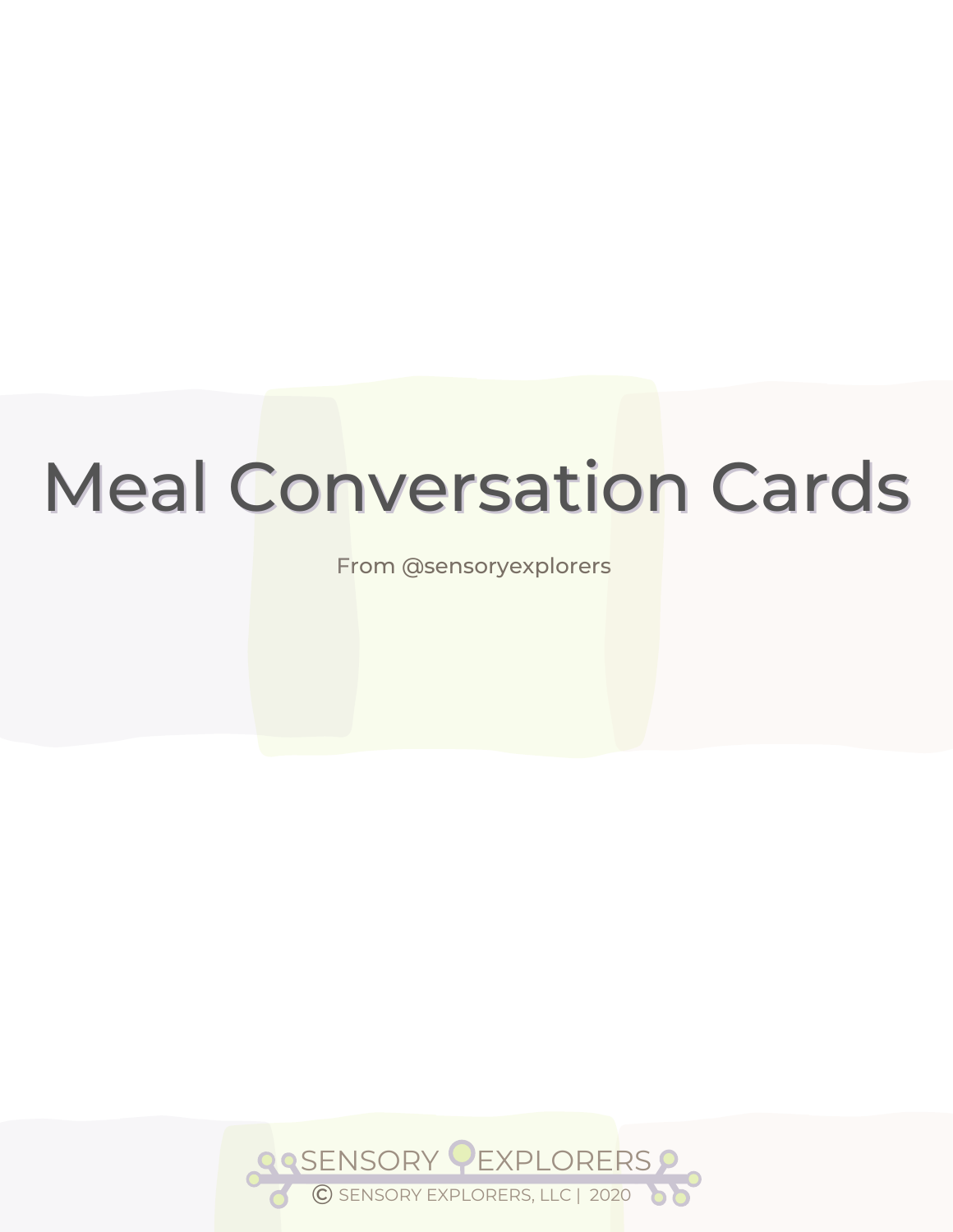# Meal Conversation Cards

From @sensoryexplorers

SENSORY EXPLORERS

© SENSORY EXPLORERS, LLC | 2020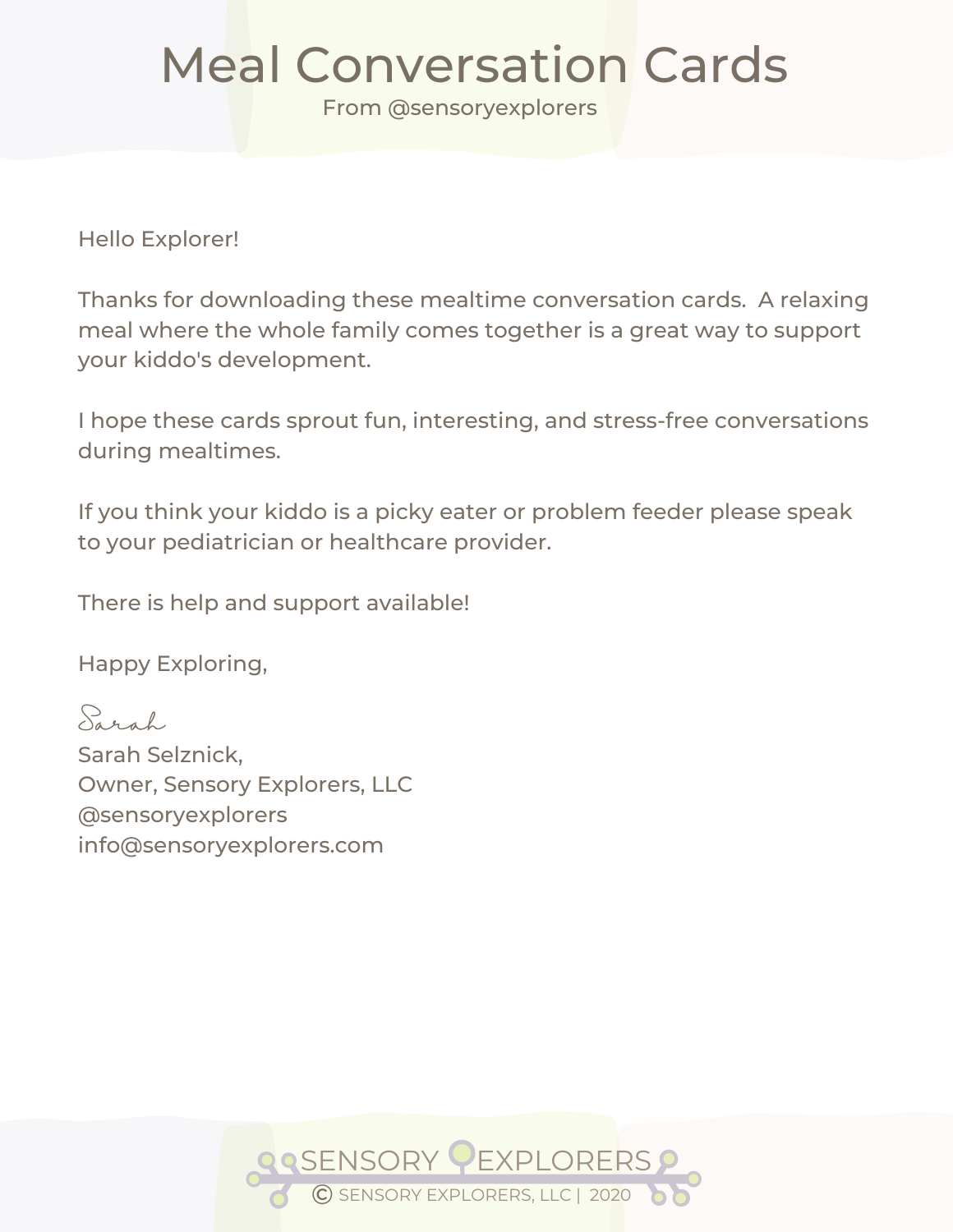# Meal Conversation Cards

From @sensoryexplorers

Hello Explorer!

Thanks for downloading these mealtime conversation cards. A relaxing meal where the whole family comes together is a great way to support your kiddo's development.

I hope these cards sprout fun, interesting, and stress-free conversations during mealtimes.

If you think your kiddo is a picky eater or problem feeder please speak to your pediatrician or healthcare provider.

There is help and support available!

Happy Exploring,

Sarah

Sarah Selznick,
Owner, Sensory Explorers, LLC
@sensoryexplorers
info@sensoryexplorers.com

SENSORY EXPLORERS
© SENSORY EXPLORERS, LLC | 2020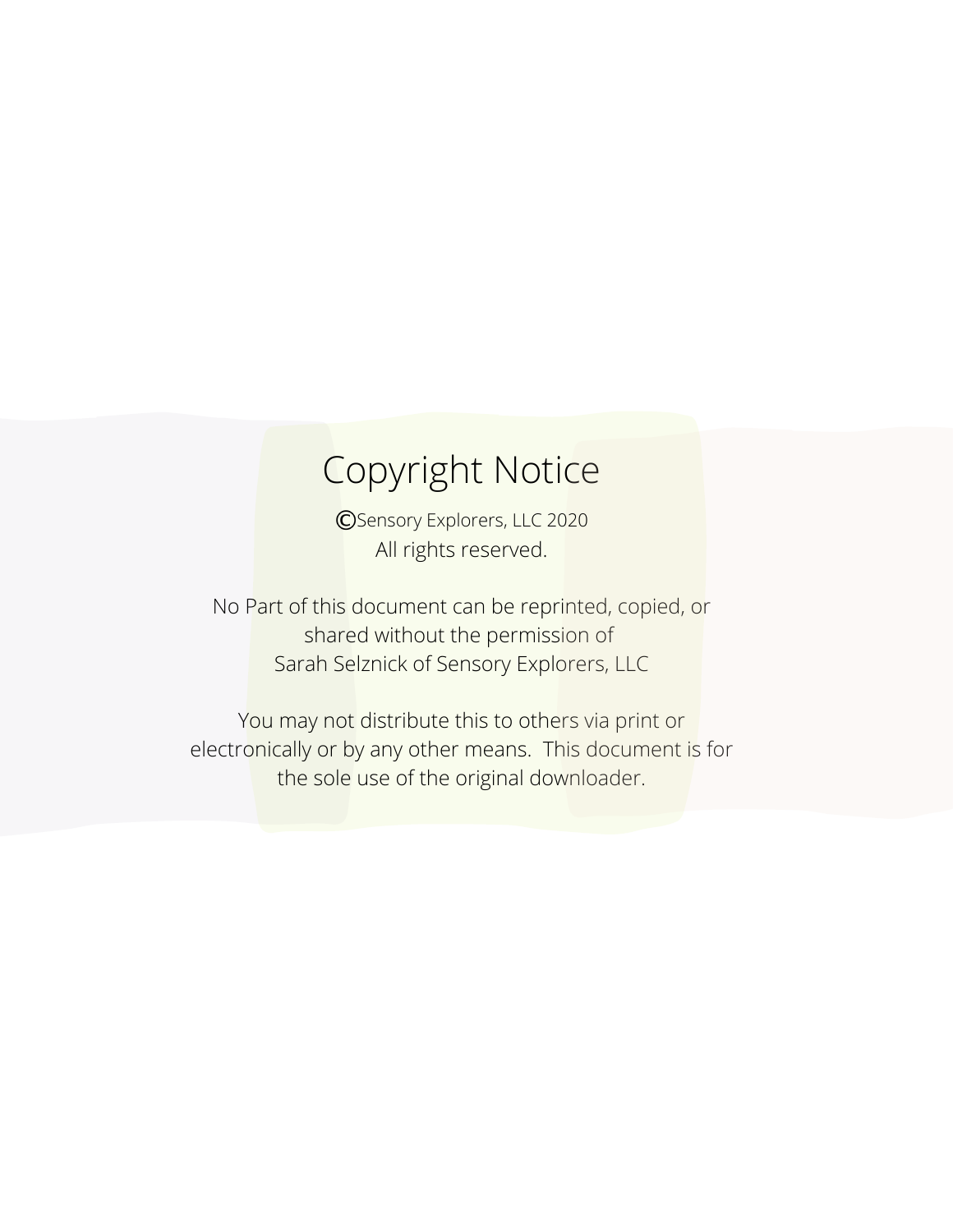# Copyright Notice

©Sensory Explorers, LLC 2020
All rights reserved.

No Part of this document can be reprinted, copied, or shared without the permission of Sarah Selznick of Sensory Explorers, LLC

You may not distribute this to others via print or electronically or by any other means. This document is for the sole use of the original downloader.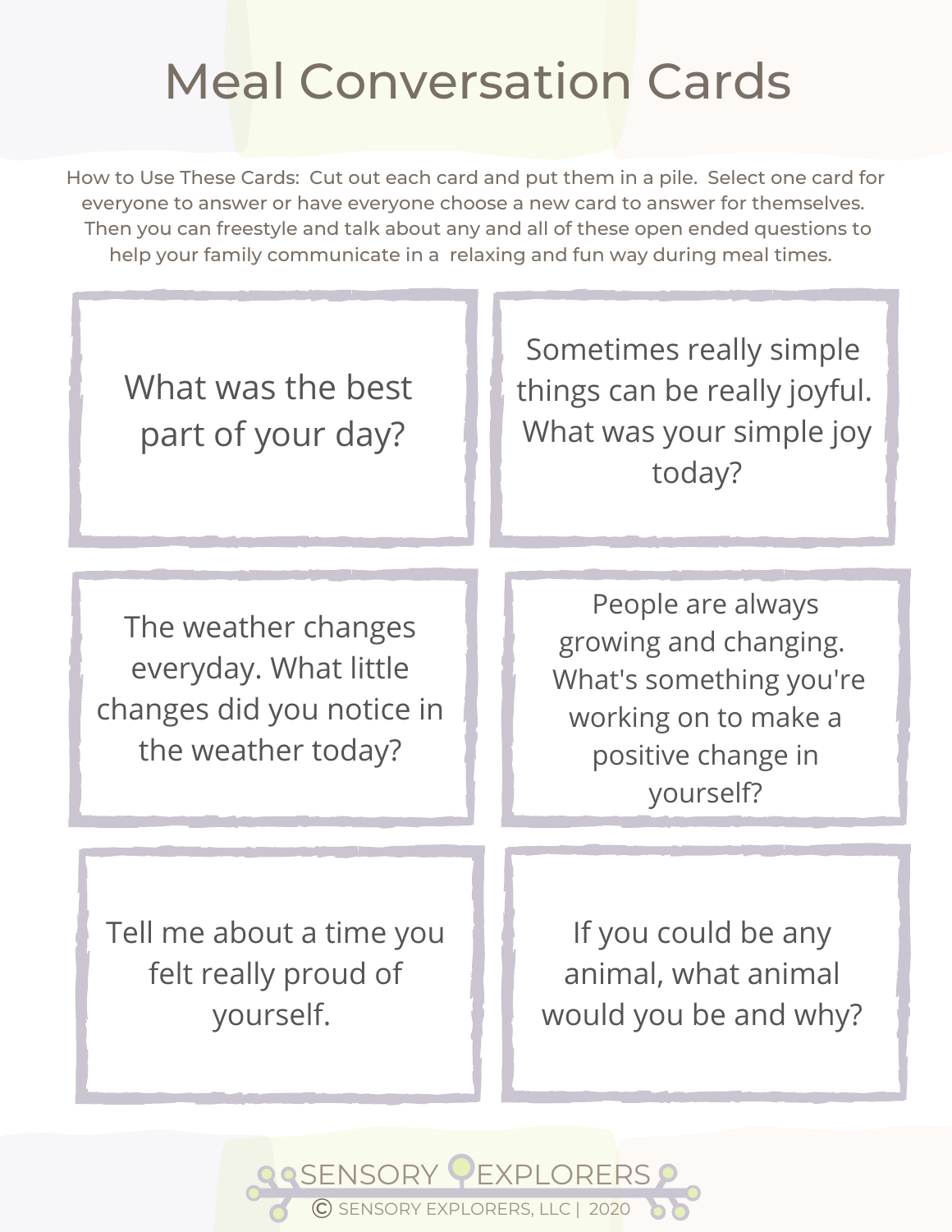# Meal Conversation Cards

How to Use These Cards: Cut out each card and put them in a pile. Select one card for everyone to answer or have everyone choose a new card to answer for themselves. Then you can freestyle and talk about any and all of these open ended questions to help your family communicate in a relaxing and fun way during meal times.

What was the best part of your day?

Sometimes really simple things can be really joyful. What was your simple joy today?

The weather changes everyday. What little changes did you notice in the weather today?

People are always growing and changing. What's something you're working on to make a positive change in yourself?

Tell me about a time you felt really proud of yourself.

If you could be any animal, what animal would you be and why?

SENSORY EXPLORERS

© SENSORY EXPLORERS, LLC | 2020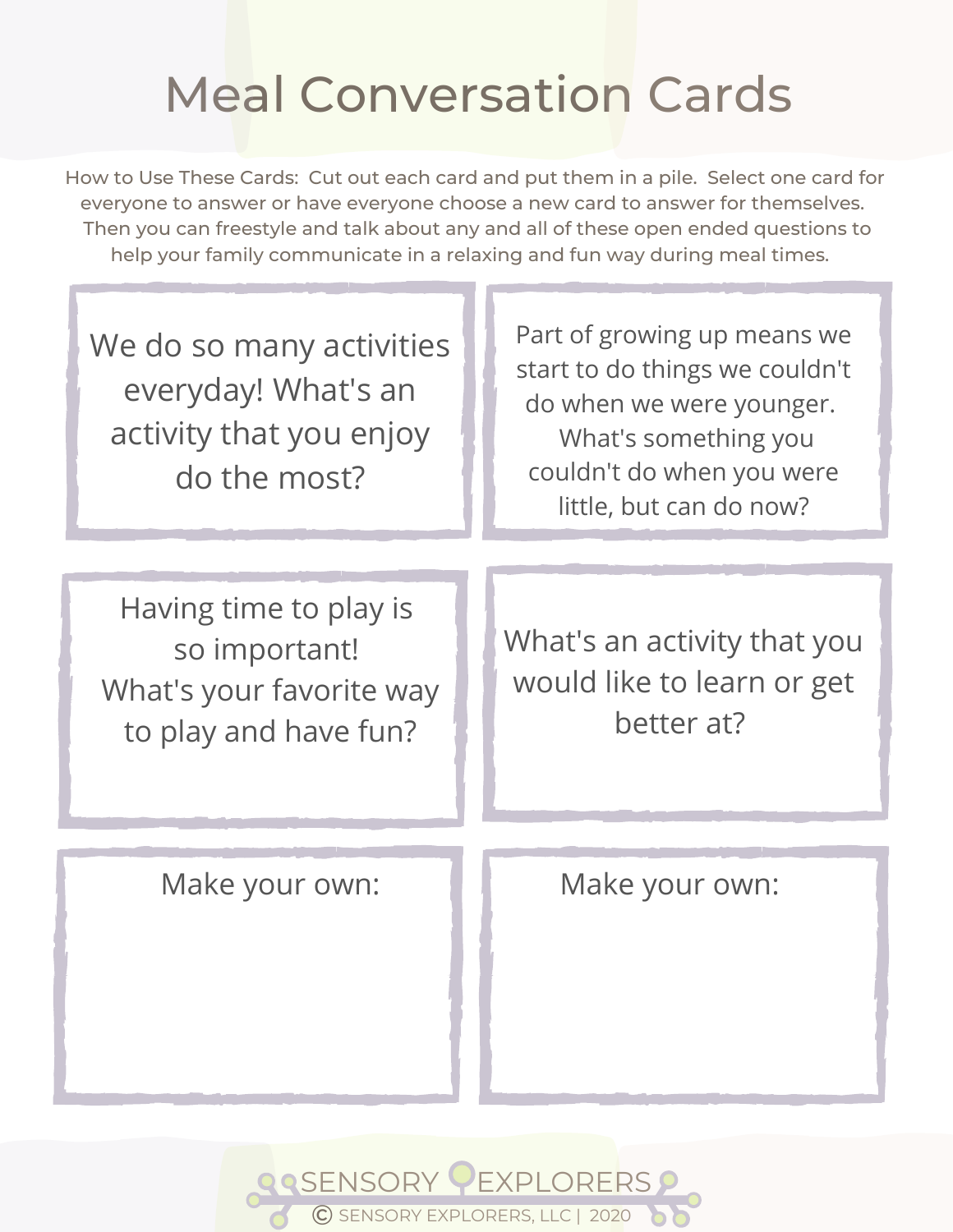# Meal Conversation Cards

How to Use These Cards: Cut out each card and put them in a pile. Select one card for everyone to answer or have everyone choose a new card to answer for themselves. Then you can freestyle and talk about any and all of these open ended questions to help your family communicate in a relaxing and fun way during meal times.

We do so many activities everyday! What's an activity that you enjoy do the most?

Part of growing up means we start to do things we couldn't do when we were younger. What's something you couldn't do when you were little, but can do now?

Having time to play is so important! What's your favorite way to play and have fun?

What's an activity that you would like to learn or get better at?

Make your own:

Make your own:

SENSORY EXPLORERS

© SENSORY EXPLORERS, LLC | 2020